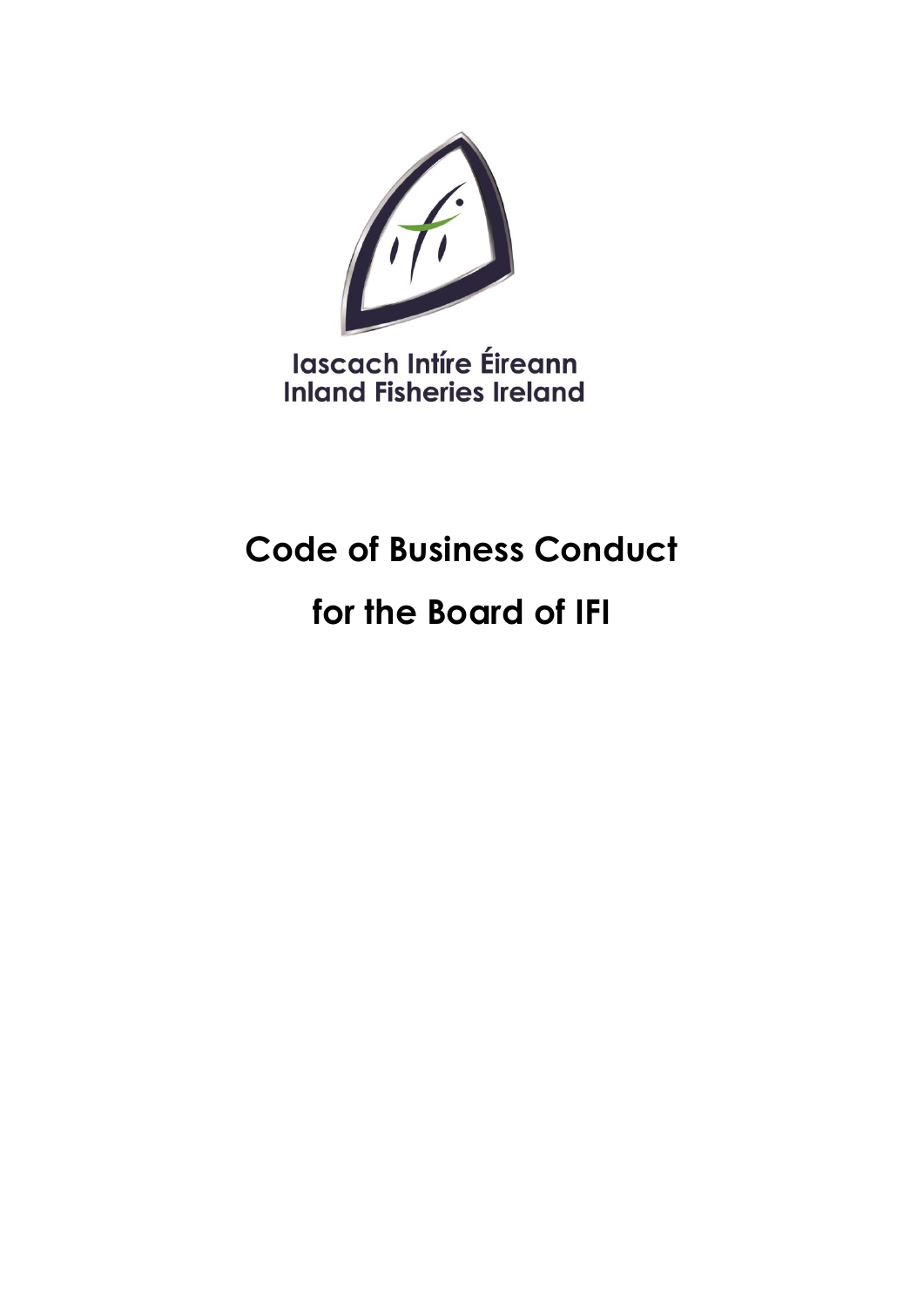Iascach Intíre Éireann
Inland Fisheries Ireland

# Code of Business Conduct

# for the Board of IFI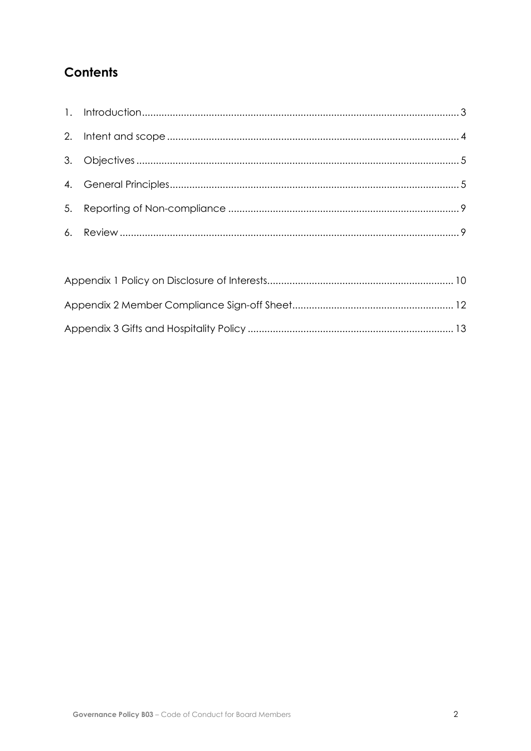## Contents

1. Introduction ........................................................................ 3
2. Intent and scope ........................................................................ 4
3. Objectives ........................................................................ 5
4. General Principles ........................................................................ 5
5. Reporting of Non-compliance ........................................................................ 9
6. Review ........................................................................ 9

Appendix 1 Policy on Disclosure of Interests ........................................................................ 10

Appendix 2 Member Compliance Sign-off Sheet ........................................................................ 12

Appendix 3 Gifts and Hospitality Policy ........................................................................ 13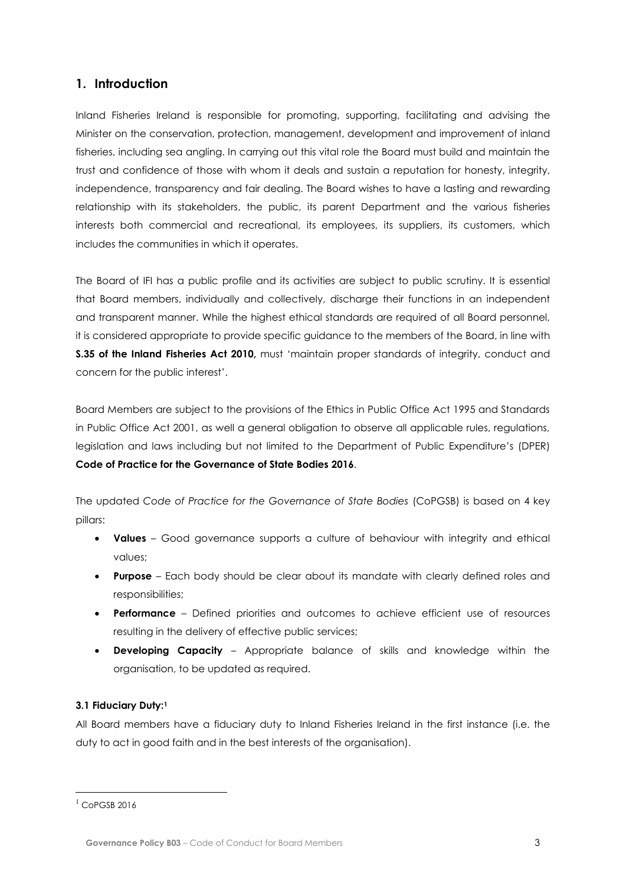## 1. Introduction

Inland Fisheries Ireland is responsible for promoting, supporting, facilitating and advising the Minister on the conservation, protection, management, development and improvement of inland fisheries, including sea angling. In carrying out this vital role the Board must build and maintain the trust and confidence of those with whom it deals and sustain a reputation for honesty, integrity, independence, transparency and fair dealing. The Board wishes to have a lasting and rewarding relationship with its stakeholders, the public, its parent Department and the various fisheries interests both commercial and recreational, its employees, its suppliers, its customers, which includes the communities in which it operates.

The Board of IFI has a public profile and its activities are subject to public scrutiny. It is essential that Board members, individually and collectively, discharge their functions in an independent and transparent manner. While the highest ethical standards are required of all Board personnel, it is considered appropriate to provide specific guidance to the members of the Board, in line with **S.35 of the Inland Fisheries Act 2010,** must 'maintain proper standards of integrity, conduct and concern for the public interest'.

Board Members are subject to the provisions of the Ethics in Public Office Act 1995 and Standards in Public Office Act 2001, as well a general obligation to observe all applicable rules, regulations, legislation and laws including but not limited to the Department of Public Expenditure's (DPER) **Code of Practice for the Governance of State Bodies 2016**.

The updated *Code of Practice for the Governance of State Bodies* (CoPGSB) is based on 4 key pillars:

- **Values** – Good governance supports a culture of behaviour with integrity and ethical values;
- **Purpose** – Each body should be clear about its mandate with clearly defined roles and responsibilities;
- **Performance** – Defined priorities and outcomes to achieve efficient use of resources resulting in the delivery of effective public services;
- **Developing Capacity** – Appropriate balance of skills and knowledge within the organisation, to be updated as required.

**3.1 Fiduciary Duty:[1]**

All Board members have a fiduciary duty to Inland Fisheries Ireland in the first instance (i.e. the duty to act in good faith and in the best interests of the organisation).

[1] CoPGSB 2016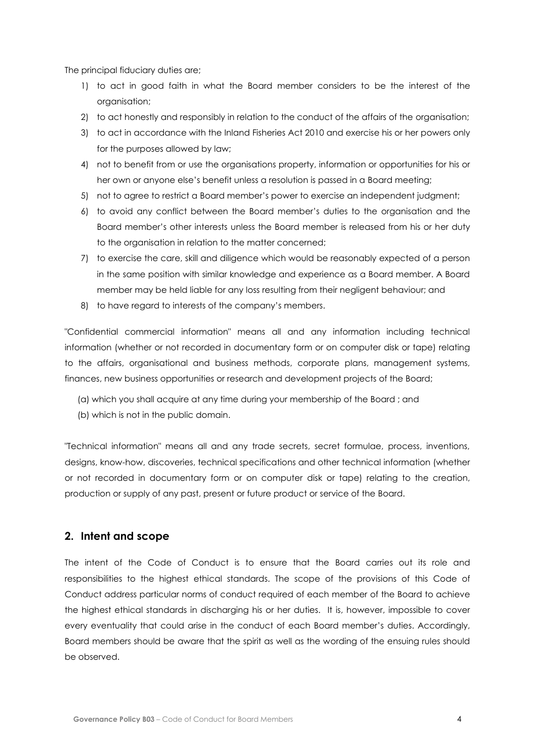The principal fiduciary duties are;

1) to act in good faith in what the Board member considers to be the interest of the organisation;
2) to act honestly and responsibly in relation to the conduct of the affairs of the organisation;
3) to act in accordance with the Inland Fisheries Act 2010 and exercise his or her powers only for the purposes allowed by law;
4) not to benefit from or use the organisations property, information or opportunities for his or her own or anyone else's benefit unless a resolution is passed in a Board meeting;
5) not to agree to restrict a Board member's power to exercise an independent judgment;
6) to avoid any conflict between the Board member's duties to the organisation and the Board member's other interests unless the Board member is released from his or her duty to the organisation in relation to the matter concerned;
7) to exercise the care, skill and diligence which would be reasonably expected of a person in the same position with similar knowledge and experience as a Board member. A Board member may be held liable for any loss resulting from their negligent behaviour; and
8) to have regard to interests of the company's members.

"Confidential commercial information" means all and any information including technical information (whether or not recorded in documentary form or on computer disk or tape) relating to the affairs, organisational and business methods, corporate plans, management systems, finances, new business opportunities or research and development projects of the Board;

(a) which you shall acquire at any time during your membership of the Board ; and
(b) which is not in the public domain.

"Technical information" means all and any trade secrets, secret formulae, process, inventions, designs, know-how, discoveries, technical specifications and other technical information (whether or not recorded in documentary form or on computer disk or tape) relating to the creation, production or supply of any past, present or future product or service of the Board.

## 2. Intent and scope

The intent of the Code of Conduct is to ensure that the Board carries out its role and responsibilities to the highest ethical standards. The scope of the provisions of this Code of Conduct address particular norms of conduct required of each member of the Board to achieve the highest ethical standards in discharging his or her duties. It is, however, impossible to cover every eventuality that could arise in the conduct of each Board member's duties. Accordingly, Board members should be aware that the spirit as well as the wording of the ensuing rules should be observed.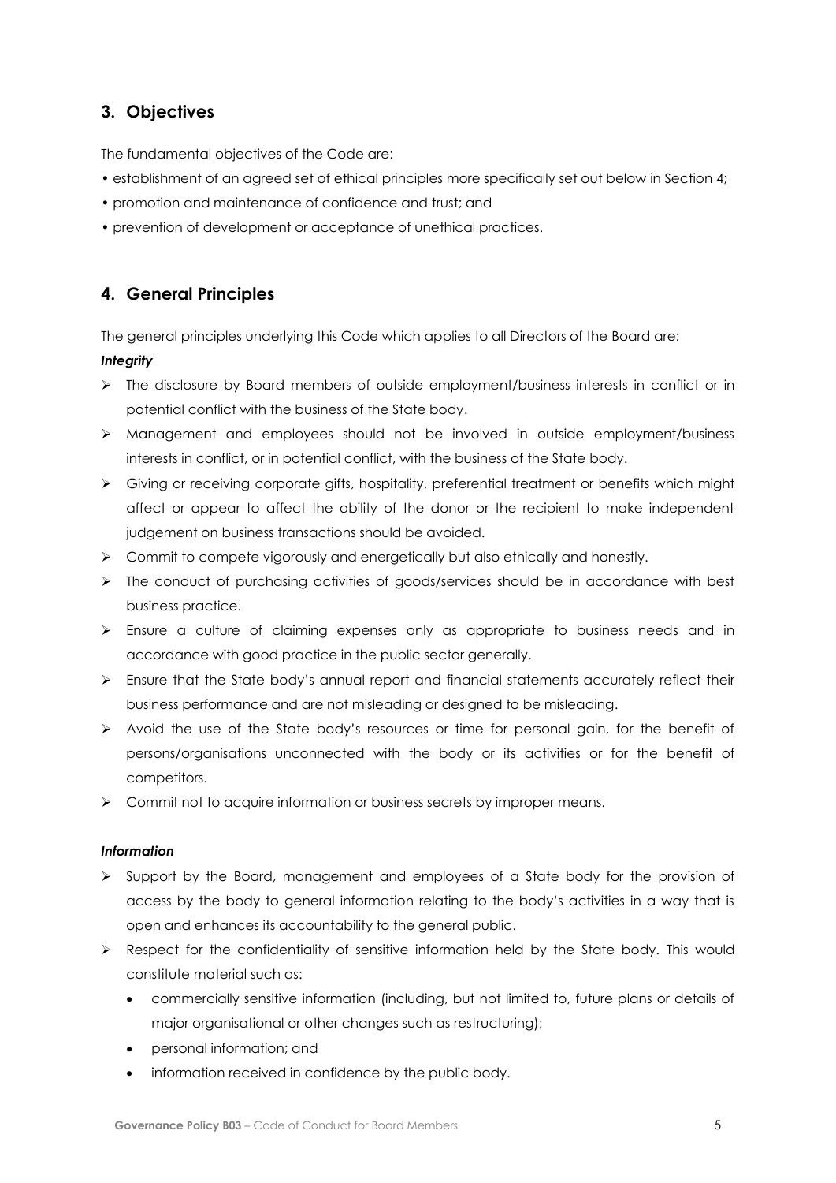## 3. Objectives

The fundamental objectives of the Code are:

- establishment of an agreed set of ethical principles more specifically set out below in Section 4;
- promotion and maintenance of confidence and trust; and
- prevention of development or acceptance of unethical practices.

## 4. General Principles

The general principles underlying this Code which applies to all Directors of the Board are:

***Integrity***

- The disclosure by Board members of outside employment/business interests in conflict or in potential conflict with the business of the State body.
- Management and employees should not be involved in outside employment/business interests in conflict, or in potential conflict, with the business of the State body.
- Giving or receiving corporate gifts, hospitality, preferential treatment or benefits which might affect or appear to affect the ability of the donor or the recipient to make independent judgement on business transactions should be avoided.
- Commit to compete vigorously and energetically but also ethically and honestly.
- The conduct of purchasing activities of goods/services should be in accordance with best business practice.
- Ensure a culture of claiming expenses only as appropriate to business needs and in accordance with good practice in the public sector generally.
- Ensure that the State body's annual report and financial statements accurately reflect their business performance and are not misleading or designed to be misleading.
- Avoid the use of the State body's resources or time for personal gain, for the benefit of persons/organisations unconnected with the body or its activities or for the benefit of competitors.
- Commit not to acquire information or business secrets by improper means.

***Information***

- Support by the Board, management and employees of a State body for the provision of access by the body to general information relating to the body's activities in a way that is open and enhances its accountability to the general public.
- Respect for the confidentiality of sensitive information held by the State body. This would constitute material such as:
  - commercially sensitive information (including, but not limited to, future plans or details of major organisational or other changes such as restructuring);
  - personal information; and
  - information received in confidence by the public body.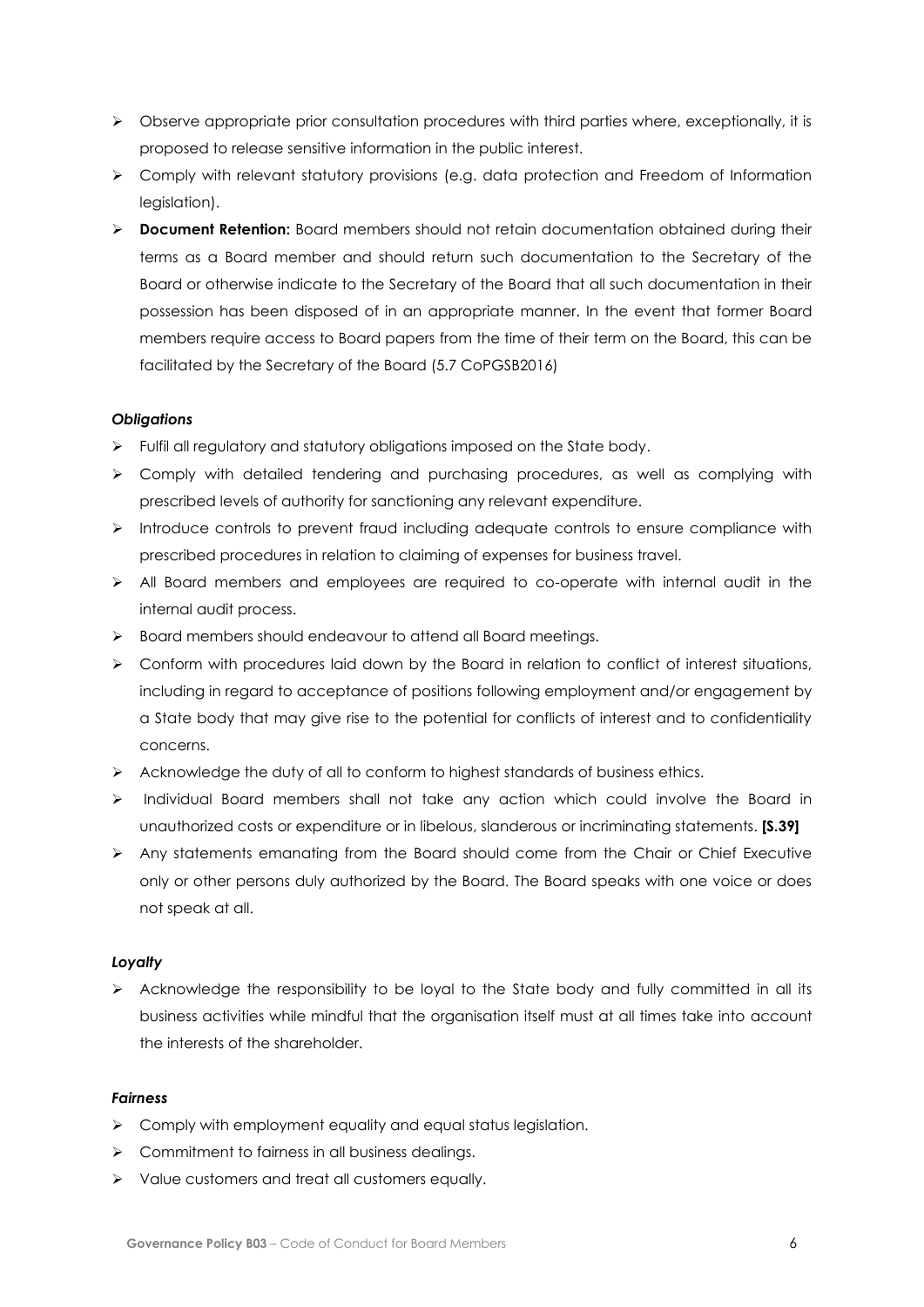- Observe appropriate prior consultation procedures with third parties where, exceptionally, it is proposed to release sensitive information in the public interest.
- Comply with relevant statutory provisions (e.g. data protection and Freedom of Information legislation).
- **Document Retention:** Board members should not retain documentation obtained during their terms as a Board member and should return such documentation to the Secretary of the Board or otherwise indicate to the Secretary of the Board that all such documentation in their possession has been disposed of in an appropriate manner. In the event that former Board members require access to Board papers from the time of their term on the Board, this can be facilitated by the Secretary of the Board (5.7 CoPGSB2016)

***Obligations***

- Fulfil all regulatory and statutory obligations imposed on the State body.
- Comply with detailed tendering and purchasing procedures, as well as complying with prescribed levels of authority for sanctioning any relevant expenditure.
- Introduce controls to prevent fraud including adequate controls to ensure compliance with prescribed procedures in relation to claiming of expenses for business travel.
- All Board members and employees are required to co-operate with internal audit in the internal audit process.
- Board members should endeavour to attend all Board meetings.
- Conform with procedures laid down by the Board in relation to conflict of interest situations, including in regard to acceptance of positions following employment and/or engagement by a State body that may give rise to the potential for conflicts of interest and to confidentiality concerns.
- Acknowledge the duty of all to conform to highest standards of business ethics.
- Individual Board members shall not take any action which could involve the Board in unauthorized costs or expenditure or in libelous, slanderous or incriminating statements. **[S.39]**
- Any statements emanating from the Board should come from the Chair or Chief Executive only or other persons duly authorized by the Board. The Board speaks with one voice or does not speak at all.

***Loyalty***

- Acknowledge the responsibility to be loyal to the State body and fully committed in all its business activities while mindful that the organisation itself must at all times take into account the interests of the shareholder.

***Fairness***

- Comply with employment equality and equal status legislation.
- Commitment to fairness in all business dealings.
- Value customers and treat all customers equally.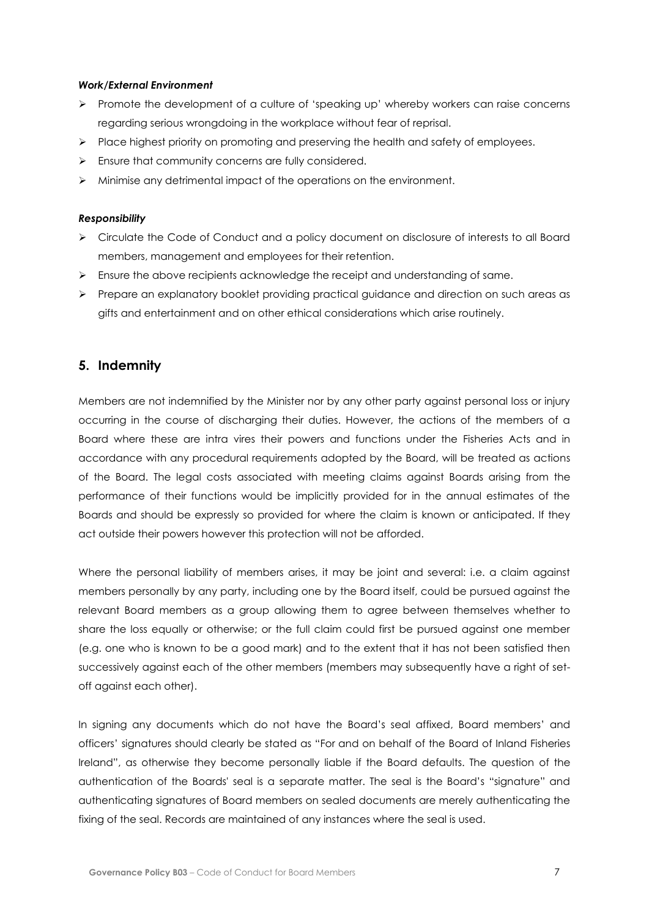***Work/External Environment***

- Promote the development of a culture of 'speaking up' whereby workers can raise concerns regarding serious wrongdoing in the workplace without fear of reprisal.
- Place highest priority on promoting and preserving the health and safety of employees.
- Ensure that community concerns are fully considered.
- Minimise any detrimental impact of the operations on the environment.

***Responsibility***

- Circulate the Code of Conduct and a policy document on disclosure of interests to all Board members, management and employees for their retention.
- Ensure the above recipients acknowledge the receipt and understanding of same.
- Prepare an explanatory booklet providing practical guidance and direction on such areas as gifts and entertainment and on other ethical considerations which arise routinely.

## 5. Indemnity

Members are not indemnified by the Minister nor by any other party against personal loss or injury occurring in the course of discharging their duties. However, the actions of the members of a Board where these are intra vires their powers and functions under the Fisheries Acts and in accordance with any procedural requirements adopted by the Board, will be treated as actions of the Board. The legal costs associated with meeting claims against Boards arising from the performance of their functions would be implicitly provided for in the annual estimates of the Boards and should be expressly so provided for where the claim is known or anticipated. If they act outside their powers however this protection will not be afforded.

Where the personal liability of members arises, it may be joint and several: i.e. a claim against members personally by any party, including one by the Board itself, could be pursued against the relevant Board members as a group allowing them to agree between themselves whether to share the loss equally or otherwise; or the full claim could first be pursued against one member (e.g. one who is known to be a good mark) and to the extent that it has not been satisfied then successively against each of the other members (members may subsequently have a right of set-off against each other).

In signing any documents which do not have the Board's seal affixed, Board members' and officers' signatures should clearly be stated as "For and on behalf of the Board of Inland Fisheries Ireland", as otherwise they become personally liable if the Board defaults. The question of the authentication of the Boards' seal is a separate matter. The seal is the Board's "signature" and authenticating signatures of Board members on sealed documents are merely authenticating the fixing of the seal. Records are maintained of any instances where the seal is used.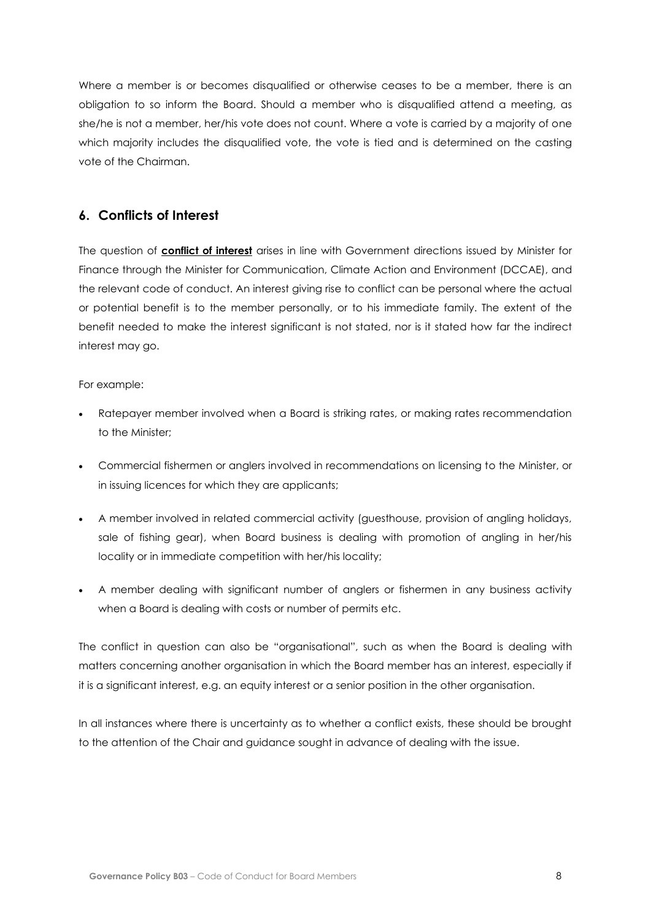Where a member is or becomes disqualified or otherwise ceases to be a member, there is an obligation to so inform the Board. Should a member who is disqualified attend a meeting, as she/he is not a member, her/his vote does not count. Where a vote is carried by a majority of one which majority includes the disqualified vote, the vote is tied and is determined on the casting vote of the Chairman.

## 6. Conflicts of Interest

The question of **conflict of interest** arises in line with Government directions issued by Minister for Finance through the Minister for Communication, Climate Action and Environment (DCCAE), and the relevant code of conduct. An interest giving rise to conflict can be personal where the actual or potential benefit is to the member personally, or to his immediate family. The extent of the benefit needed to make the interest significant is not stated, nor is it stated how far the indirect interest may go.

For example:

- Ratepayer member involved when a Board is striking rates, or making rates recommendation to the Minister;
- Commercial fishermen or anglers involved in recommendations on licensing to the Minister, or in issuing licences for which they are applicants;
- A member involved in related commercial activity (guesthouse, provision of angling holidays, sale of fishing gear), when Board business is dealing with promotion of angling in her/his locality or in immediate competition with her/his locality;
- A member dealing with significant number of anglers or fishermen in any business activity when a Board is dealing with costs or number of permits etc.

The conflict in question can also be "organisational", such as when the Board is dealing with matters concerning another organisation in which the Board member has an interest, especially if it is a significant interest, e.g. an equity interest or a senior position in the other organisation.

In all instances where there is uncertainty as to whether a conflict exists, these should be brought to the attention of the Chair and guidance sought in advance of dealing with the issue.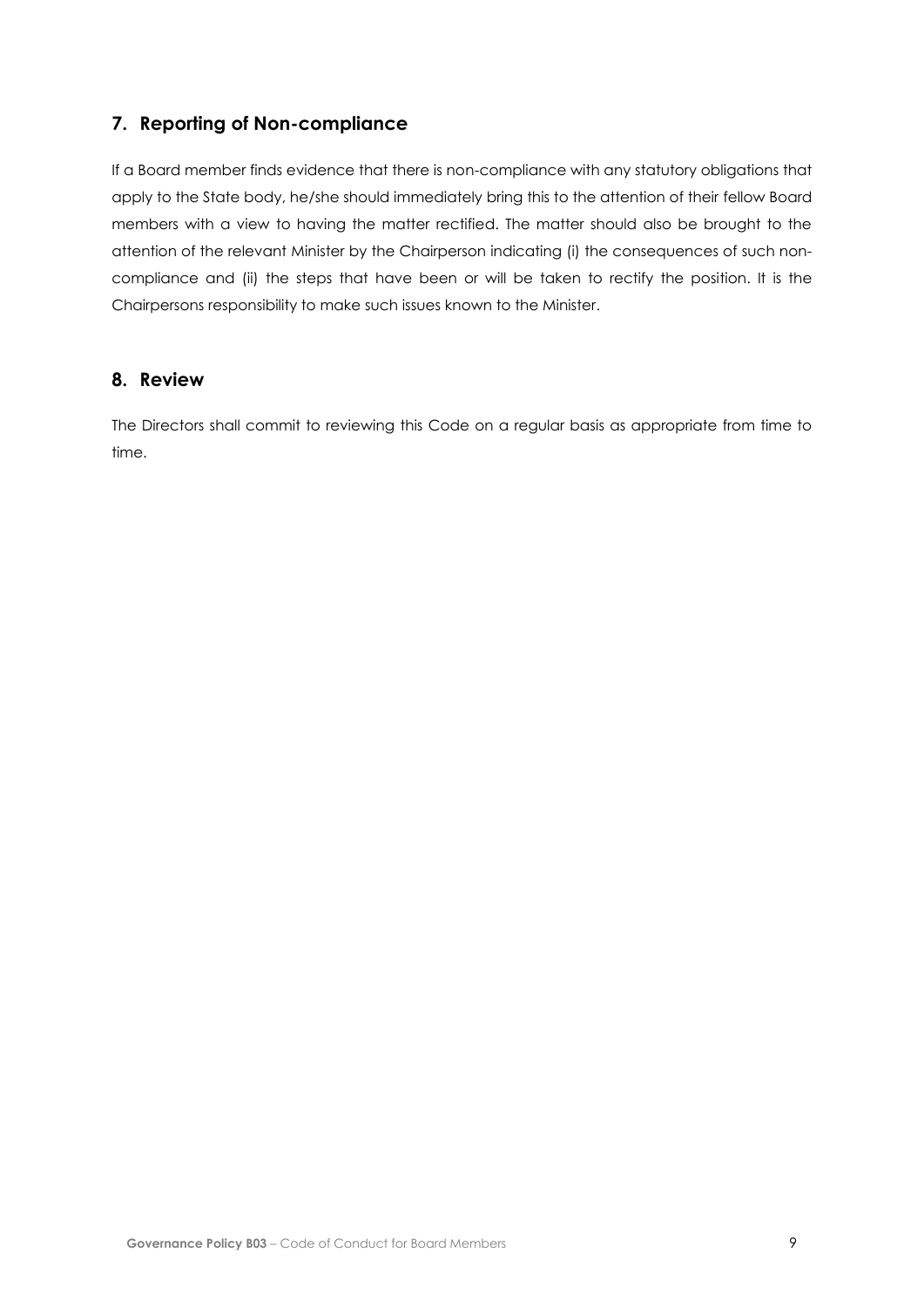## 7. Reporting of Non-compliance

If a Board member finds evidence that there is non-compliance with any statutory obligations that apply to the State body, he/she should immediately bring this to the attention of their fellow Board members with a view to having the matter rectified. The matter should also be brought to the attention of the relevant Minister by the Chairperson indicating (i) the consequences of such non-compliance and (ii) the steps that have been or will be taken to rectify the position. It is the Chairpersons responsibility to make such issues known to the Minister.

## 8. Review

The Directors shall commit to reviewing this Code on a regular basis as appropriate from time to time.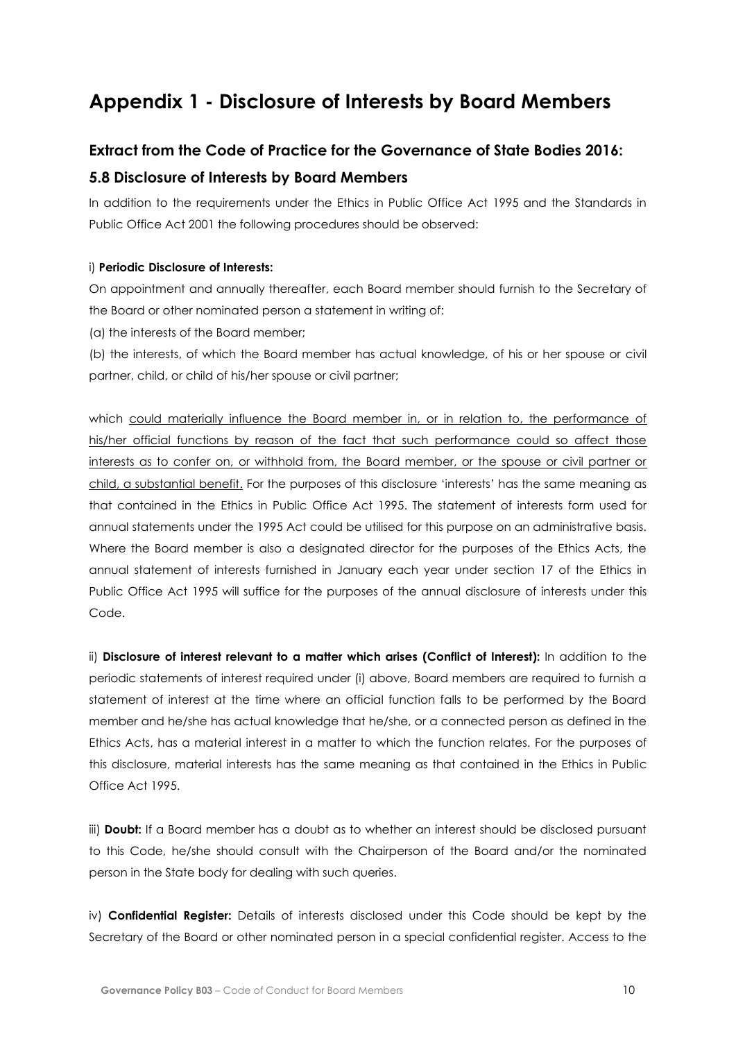# Appendix 1 - Disclosure of Interests by Board Members

## Extract from the Code of Practice for the Governance of State Bodies 2016:

## 5.8 Disclosure of Interests by Board Members

In addition to the requirements under the Ethics in Public Office Act 1995 and the Standards in Public Office Act 2001 the following procedures should be observed:

i) **Periodic Disclosure of Interests:**

On appointment and annually thereafter, each Board member should furnish to the Secretary of the Board or other nominated person a statement in writing of:

(a) the interests of the Board member;

(b) the interests, of which the Board member has actual knowledge, of his or her spouse or civil partner, child, or child of his/her spouse or civil partner;

which could materially influence the Board member in, or in relation to, the performance of his/her official functions by reason of the fact that such performance could so affect those interests as to confer on, or withhold from, the Board member, or the spouse or civil partner or child, a substantial benefit. For the purposes of this disclosure 'interests' has the same meaning as that contained in the Ethics in Public Office Act 1995. The statement of interests form used for annual statements under the 1995 Act could be utilised for this purpose on an administrative basis. Where the Board member is also a designated director for the purposes of the Ethics Acts, the annual statement of interests furnished in January each year under section 17 of the Ethics in Public Office Act 1995 will suffice for the purposes of the annual disclosure of interests under this Code.

ii) **Disclosure of interest relevant to a matter which arises (Conflict of Interest):** In addition to the periodic statements of interest required under (i) above, Board members are required to furnish a statement of interest at the time where an official function falls to be performed by the Board member and he/she has actual knowledge that he/she, or a connected person as defined in the Ethics Acts, has a material interest in a matter to which the function relates. For the purposes of this disclosure, material interests has the same meaning as that contained in the Ethics in Public Office Act 1995.

iii) **Doubt:** If a Board member has a doubt as to whether an interest should be disclosed pursuant to this Code, he/she should consult with the Chairperson of the Board and/or the nominated person in the State body for dealing with such queries.

iv) **Confidential Register:** Details of interests disclosed under this Code should be kept by the Secretary of the Board or other nominated person in a special confidential register. Access to the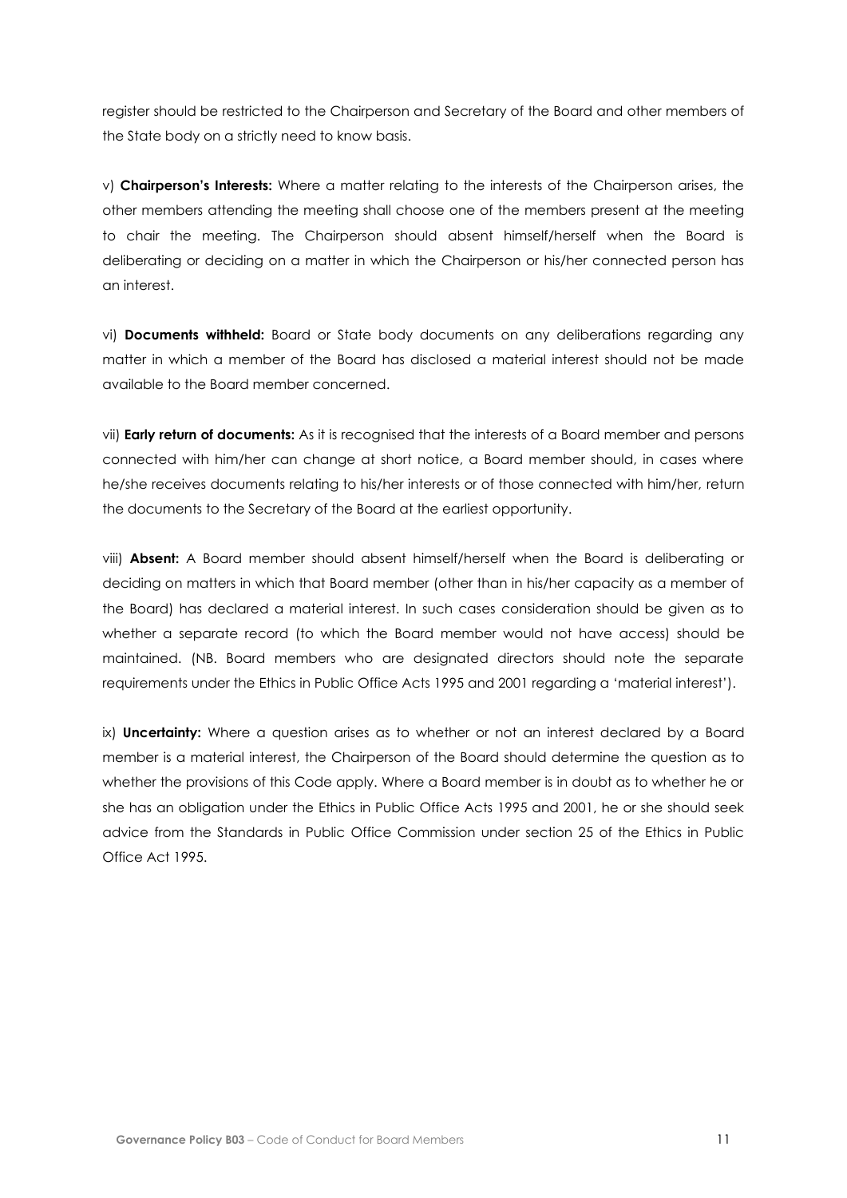register should be restricted to the Chairperson and Secretary of the Board and other members of the State body on a strictly need to know basis.

v) **Chairperson's Interests:** Where a matter relating to the interests of the Chairperson arises, the other members attending the meeting shall choose one of the members present at the meeting to chair the meeting. The Chairperson should absent himself/herself when the Board is deliberating or deciding on a matter in which the Chairperson or his/her connected person has an interest.

vi) **Documents withheld:** Board or State body documents on any deliberations regarding any matter in which a member of the Board has disclosed a material interest should not be made available to the Board member concerned.

vii) **Early return of documents:** As it is recognised that the interests of a Board member and persons connected with him/her can change at short notice, a Board member should, in cases where he/she receives documents relating to his/her interests or of those connected with him/her, return the documents to the Secretary of the Board at the earliest opportunity.

viii) **Absent:** A Board member should absent himself/herself when the Board is deliberating or deciding on matters in which that Board member (other than in his/her capacity as a member of the Board) has declared a material interest. In such cases consideration should be given as to whether a separate record (to which the Board member would not have access) should be maintained. (NB. Board members who are designated directors should note the separate requirements under the Ethics in Public Office Acts 1995 and 2001 regarding a 'material interest').

ix) **Uncertainty:** Where a question arises as to whether or not an interest declared by a Board member is a material interest, the Chairperson of the Board should determine the question as to whether the provisions of this Code apply. Where a Board member is in doubt as to whether he or she has an obligation under the Ethics in Public Office Acts 1995 and 2001, he or she should seek advice from the Standards in Public Office Commission under section 25 of the Ethics in Public Office Act 1995.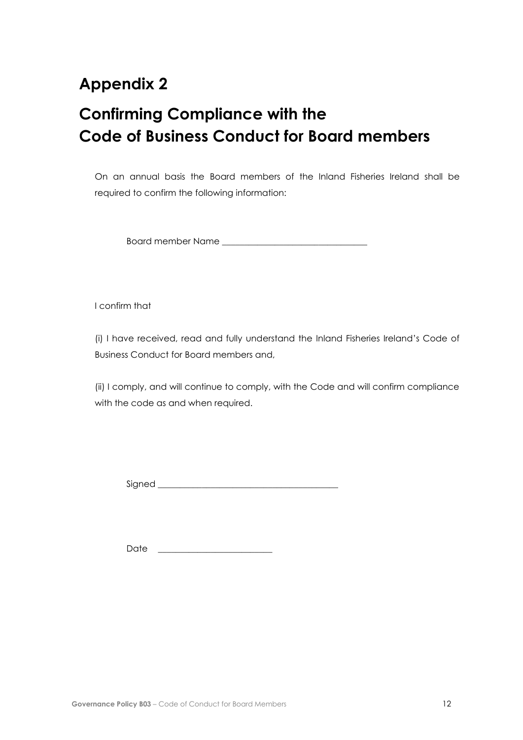# Appendix 2

# Confirming Compliance with the Code of Business Conduct for Board members

On an annual basis the Board members of the Inland Fisheries Ireland shall be required to confirm the following information:

Board member Name _________________________________

I confirm that

(i) I have received, read and fully understand the Inland Fisheries Ireland's Code of Business Conduct for Board members and,

(ii) I comply, and will continue to comply, with the Code and will confirm compliance with the code as and when required.

Signed _________________________________________

Date __________________________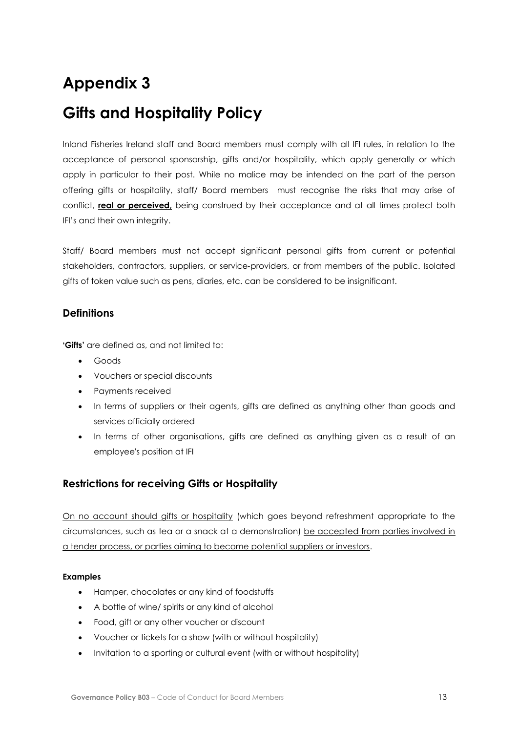# Appendix 3

# Gifts and Hospitality Policy

Inland Fisheries Ireland staff and Board members must comply with all IFI rules, in relation to the acceptance of personal sponsorship, gifts and/or hospitality, which apply generally or which apply in particular to their post. While no malice may be intended on the part of the person offering gifts or hospitality, staff/ Board members must recognise the risks that may arise of conflict, **real or perceived,** being construed by their acceptance and at all times protect both IFI's and their own integrity.

Staff/ Board members must not accept significant personal gifts from current or potential stakeholders, contractors, suppliers, or service-providers, or from members of the public. Isolated gifts of token value such as pens, diaries, etc. can be considered to be insignificant.

## Definitions

'**Gifts**' are defined as, and not limited to:

- Goods
- Vouchers or special discounts
- Payments received
- In terms of suppliers or their agents, gifts are defined as anything other than goods and services officially ordered
- In terms of other organisations, gifts are defined as anything given as a result of an employee's position at IFI

## Restrictions for receiving Gifts or Hospitality

On no account should gifts or hospitality (which goes beyond refreshment appropriate to the circumstances, such as tea or a snack at a demonstration) be accepted from parties involved in a tender process, or parties aiming to become potential suppliers or investors.

**Examples**

- Hamper, chocolates or any kind of foodstuffs
- A bottle of wine/ spirits or any kind of alcohol
- Food, gift or any other voucher or discount
- Voucher or tickets for a show (with or without hospitality)
- Invitation to a sporting or cultural event (with or without hospitality)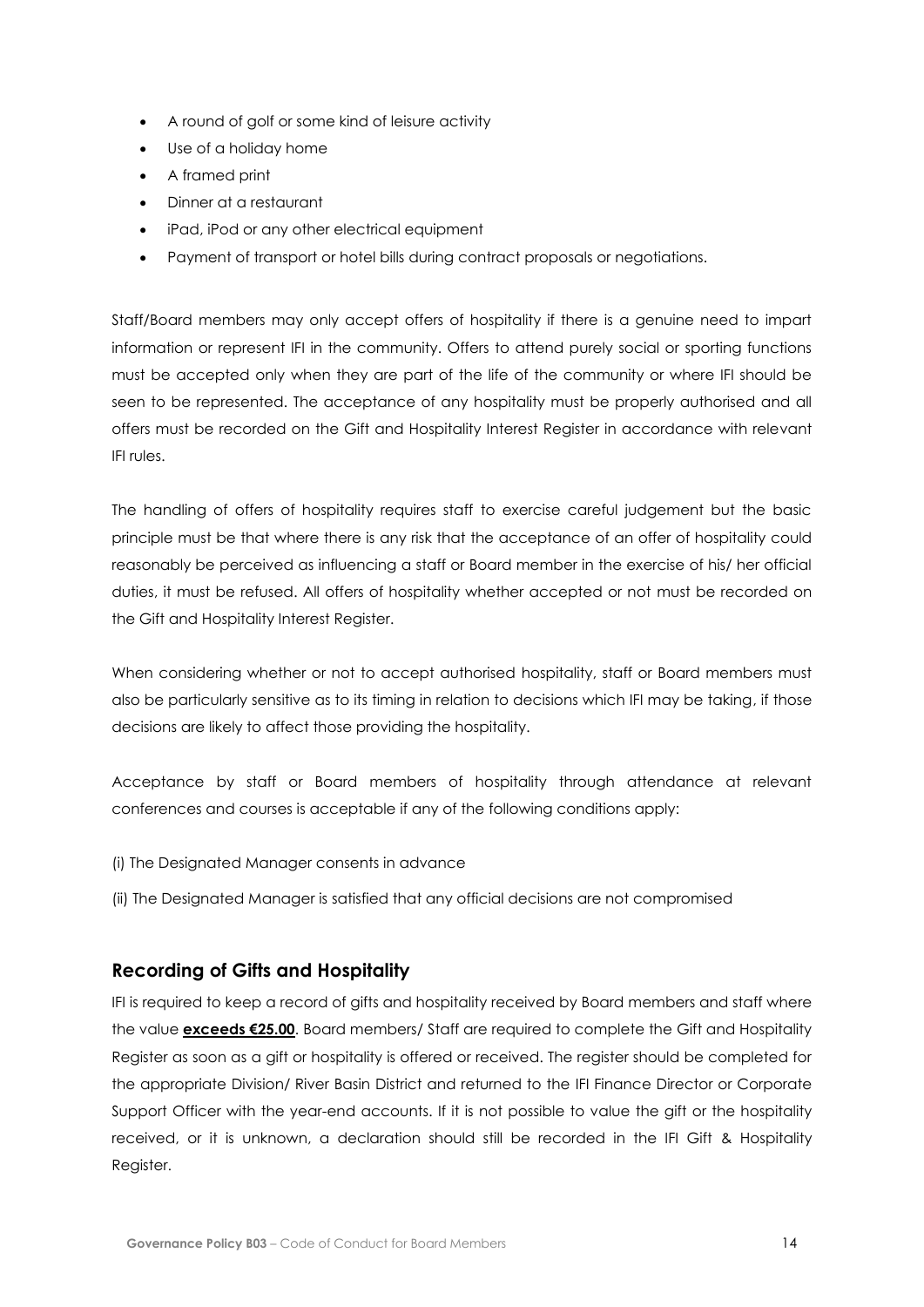- A round of golf or some kind of leisure activity
- Use of a holiday home
- A framed print
- Dinner at a restaurant
- iPad, iPod or any other electrical equipment
- Payment of transport or hotel bills during contract proposals or negotiations.

Staff/Board members may only accept offers of hospitality if there is a genuine need to impart information or represent IFI in the community. Offers to attend purely social or sporting functions must be accepted only when they are part of the life of the community or where IFI should be seen to be represented. The acceptance of any hospitality must be properly authorised and all offers must be recorded on the Gift and Hospitality Interest Register in accordance with relevant IFI rules.

The handling of offers of hospitality requires staff to exercise careful judgement but the basic principle must be that where there is any risk that the acceptance of an offer of hospitality could reasonably be perceived as influencing a staff or Board member in the exercise of his/ her official duties, it must be refused. All offers of hospitality whether accepted or not must be recorded on the Gift and Hospitality Interest Register.

When considering whether or not to accept authorised hospitality, staff or Board members must also be particularly sensitive as to its timing in relation to decisions which IFI may be taking, if those decisions are likely to affect those providing the hospitality.

Acceptance by staff or Board members of hospitality through attendance at relevant conferences and courses is acceptable if any of the following conditions apply:

(i) The Designated Manager consents in advance

(ii) The Designated Manager is satisfied that any official decisions are not compromised

## Recording of Gifts and Hospitality

IFI is required to keep a record of gifts and hospitality received by Board members and staff where the value **exceeds €25.00**. Board members/ Staff are required to complete the Gift and Hospitality Register as soon as a gift or hospitality is offered or received. The register should be completed for the appropriate Division/ River Basin District and returned to the IFI Finance Director or Corporate Support Officer with the year-end accounts. If it is not possible to value the gift or the hospitality received, or it is unknown, a declaration should still be recorded in the IFI Gift & Hospitality Register.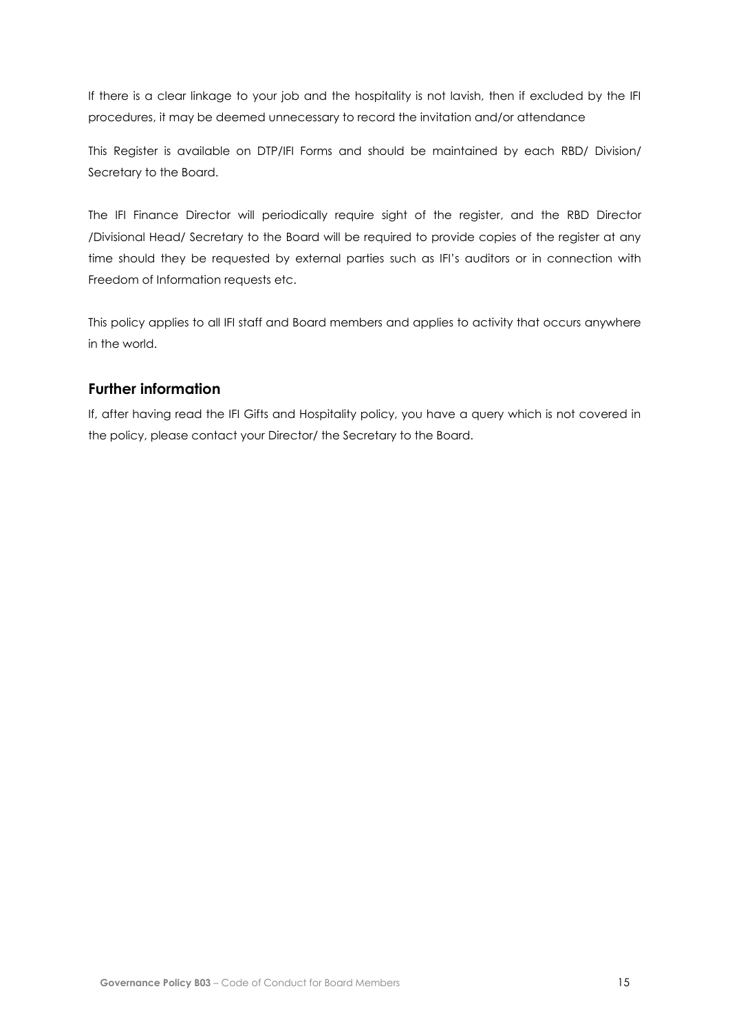If there is a clear linkage to your job and the hospitality is not lavish, then if excluded by the IFI procedures, it may be deemed unnecessary to record the invitation and/or attendance

This Register is available on DTP/IFI Forms and should be maintained by each RBD/ Division/ Secretary to the Board.

The IFI Finance Director will periodically require sight of the register, and the RBD Director /Divisional Head/ Secretary to the Board will be required to provide copies of the register at any time should they be requested by external parties such as IFI's auditors or in connection with Freedom of Information requests etc.

This policy applies to all IFI staff and Board members and applies to activity that occurs anywhere in the world.

## Further information

If, after having read the IFI Gifts and Hospitality policy, you have a query which is not covered in the policy, please contact your Director/ the Secretary to the Board.